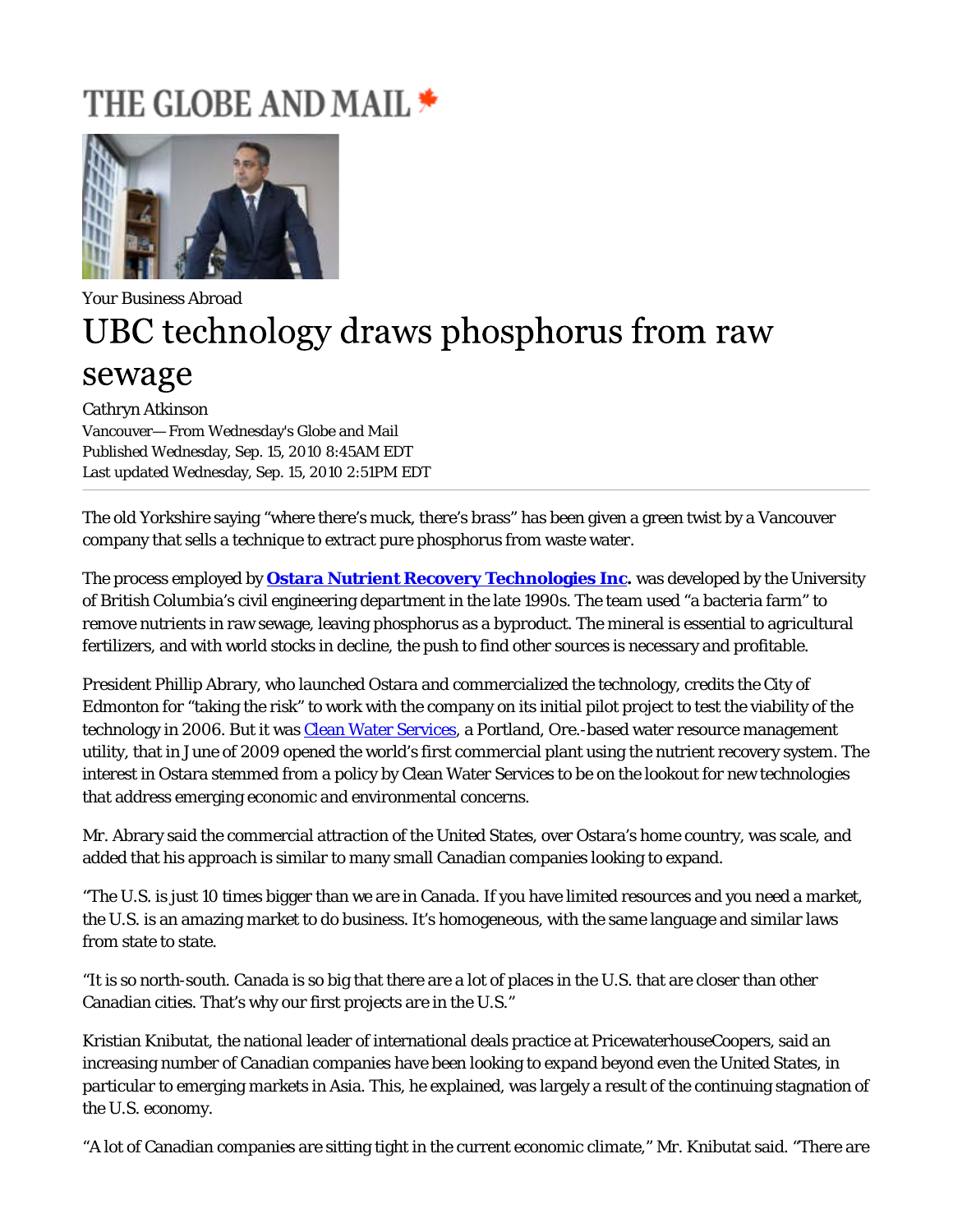THE GLOBE AND MAIL

Your Business Abroad

# UBC technology draws phosphorus from raw sewage

Cathryn Atkinson

Vancouver— From Wednesday's Globe and Mail

Published Wednesday, Sep. 15, 2010 8:45AM EDT

Last updated Wednesday, Sep. 15, 2010 2:51PM EDT

---

The old Yorkshire saying “where there’s muck, there’s brass” has been given a green twist by a Vancouver company that sells a technique to extract pure phosphorus from waste water.

The process employed by **Ostara Nutrient Recovery Technologies Inc.** was developed by the University of British Columbia’s civil engineering department in the late 1990s. The team used “a bacteria farm” to remove nutrients in raw sewage, leaving phosphorus as a byproduct. The mineral is essential to agricultural fertilizers, and with world stocks in decline, the push to find other sources is necessary and profitable.

President Phillip Abrary, who launched Ostara and commercialized the technology, credits the City of Edmonton for “taking the risk” to work with the company on its initial pilot project to test the viability of the technology in 2006. But it was Clean Water Services, a Portland, Ore.-based water resource management utility, that in June of 2009 opened the world’s first commercial plant using the nutrient recovery system. The interest in Ostara stemmed from a policy by Clean Water Services to be on the lookout for new technologies that address emerging economic and environmental concerns.

Mr. Abrary said the commercial attraction of the United States, over Ostara’s home country, was scale, and added that his approach is similar to many small Canadian companies looking to expand.

“The U.S. is just 10 times bigger than we are in Canada. If you have limited resources and you need a market, the U.S. is an amazing market to do business. It’s homogeneous, with the same language and similar laws from state to state.

“It is so north-south. Canada is so big that there are a lot of places in the U.S. that are closer than other Canadian cities. That’s why our first projects are in the U.S.”

Kristian Knibutat, the national leader of international deals practice at PricewaterhouseCoopers, said an increasing number of Canadian companies have been looking to expand beyond even the United States, in particular to emerging markets in Asia. This, he explained, was largely a result of the continuing stagnation of the U.S. economy.

“A lot of Canadian companies are sitting tight in the current economic climate,” Mr. Knibutat said. “There are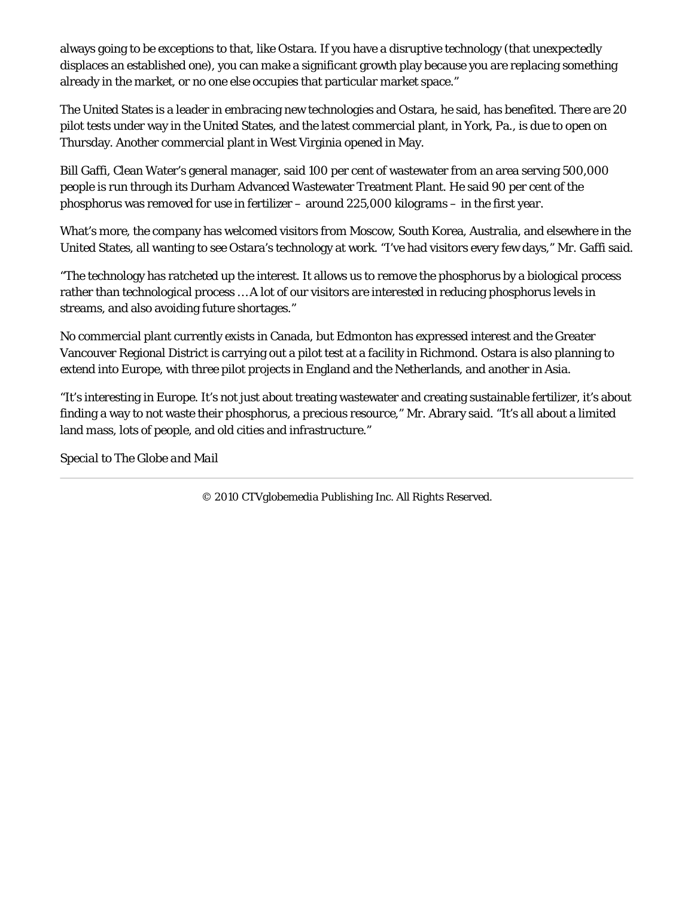always going to be exceptions to that, like Ostara. If you have a disruptive technology (that unexpectedly displaces an established one), you can make a significant growth play because you are replacing something already in the market, or no one else occupies that particular market space."

The United States is a leader in embracing new technologies and Ostara, he said, has benefited. There are 20 pilot tests under way in the United States, and the latest commercial plant, in York, Pa., is due to open on Thursday. Another commercial plant in West Virginia opened in May.

Bill Gaffi, Clean Water's general manager, said 100 per cent of wastewater from an area serving 500,000 people is run through its Durham Advanced Wastewater Treatment Plant. He said 90 per cent of the phosphorus was removed for use in fertilizer – around 225,000 kilograms – in the first year.

What's more, the company has welcomed visitors from Moscow, South Korea, Australia, and elsewhere in the United States, all wanting to see Ostara's technology at work. "I've had visitors every few days," Mr. Gaffi said.

"The technology has ratcheted up the interest. It allows us to remove the phosphorus by a biological process rather than technological process … A lot of our visitors are interested in reducing phosphorus levels in streams, and also avoiding future shortages."

No commercial plant currently exists in Canada, but Edmonton has expressed interest and the Greater Vancouver Regional District is carrying out a pilot test at a facility in Richmond. Ostara is also planning to extend into Europe, with three pilot projects in England and the Netherlands, and another in Asia.

"It's interesting in Europe. It's not just about treating wastewater and creating sustainable fertilizer, it's about finding a way to not waste their phosphorus, a precious resource," Mr. Abrary said. "It's all about a limited land mass, lots of people, and old cities and infrastructure."

*Special to The Globe and Mail*

---

© 2010 CTVglobemedia Publishing Inc. All Rights Reserved.